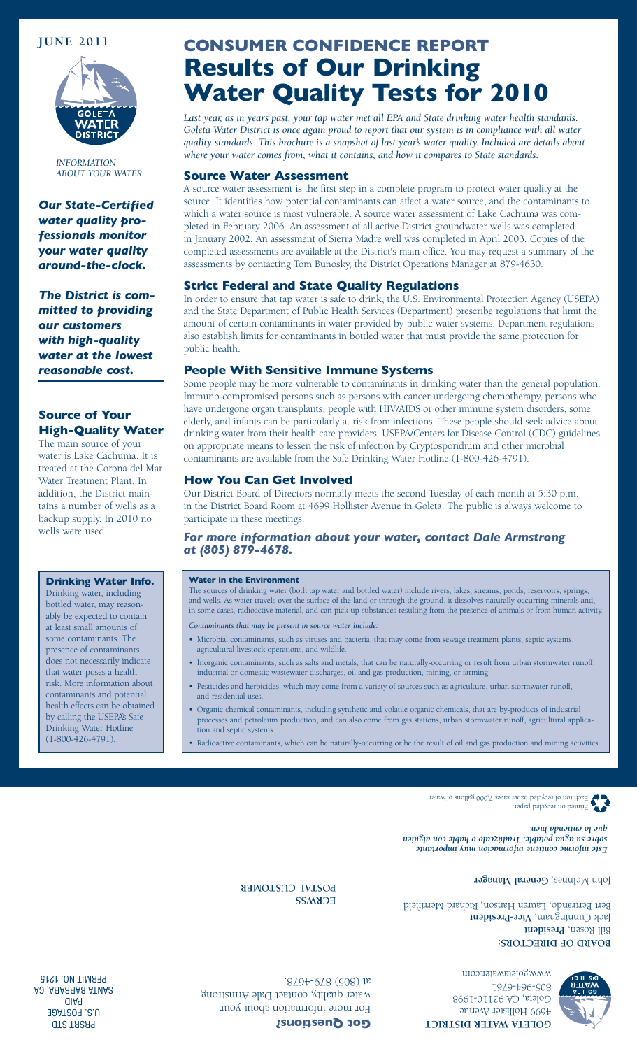JUNE 2011

*INFORMATION ABOUT YOUR WATER*

***Our State-Certified water quality professionals monitor your water quality around-the-clock.***

***The District is committed to providing our customers with high-quality water at the lowest reasonable cost.***

## Source of Your High-Quality Water

The main source of your water is Lake Cachuma. It is treated at the Corona del Mar Water Treatment Plant. In addition, the District maintains a number of wells as a backup supply. In 2010 no wells were used.

### Drinking Water Info.

Drinking water, including bottled water, may reasonably be expected to contain at least small amounts of some contaminants. The presence of contaminants does not necessarily indicate that water poses a health risk. More information about contaminants and potential health effects can be obtained by calling the USEPA's Safe Drinking Water Hotline (1-800-426-4791).

# CONSUMER CONFIDENCE REPORT
# Results of Our Drinking Water Quality Tests for 2010

*Last year, as in years past, your tap water met all EPA and State drinking water health standards. Goleta Water District is once again proud to report that our system is in compliance with all water quality standards. This brochure is a snapshot of last year's water quality. Included are details about where your water comes from, what it contains, and how it compares to State standards.*

## Source Water Assessment

A source water assessment is the first step in a complete program to protect water quality at the source. It identifies how potential contaminants can affect a water source, and the contaminants to which a water source is most vulnerable. A source water assessment of Lake Cachuma was completed in February 2006. An assessment of all active District groundwater wells was completed in January 2002. An assessment of Sierra Madre well was completed in April 2003. Copies of the completed assessments are available at the District's main office. You may request a summary of the assessments by contacting Tom Bunosky, the District Operations Manager at 879-4630.

## Strict Federal and State Quality Regulations

In order to ensure that tap water is safe to drink, the U.S. Environmental Protection Agency (USEPA) and the State Department of Public Health Services (Department) prescribe regulations that limit the amount of certain contaminants in water provided by public water systems. Department regulations also establish limits for contaminants in bottled water that must provide the same protection for public health.

## People With Sensitive Immune Systems

Some people may be more vulnerable to contaminants in drinking water than the general population. Immuno-compromised persons such as persons with cancer undergoing chemotherapy, persons who have undergone organ transplants, people with HIV/AIDS or other immune system disorders, some elderly, and infants can be particularly at risk from infections. These people should seek advice about drinking water from their health care providers. USEPA/Centers for Disease Control (CDC) guidelines on appropriate means to lessen the risk of infection by Cryptosporidium and other microbial contaminants are available from the Safe Drinking Water Hotline (1-800-426-4791).

## How You Can Get Involved

Our District Board of Directors normally meets the second Tuesday of each month at 5:30 p.m. in the District Board Room at 4699 Hollister Avenue in Goleta. The public is always welcome to participate in these meetings.

### *For more information about your water, contact Dale Armstrong at (805) 879-4678.*

#### Water in the Environment

The sources of drinking water (both tap water and bottled water) include rivers, lakes, streams, ponds, reservoirs, springs, and wells. As water travels over the surface of the land or through the ground, it dissolves naturally-occurring minerals and, in some cases, radioactive material, and can pick up substances resulting from the presence of animals or from human activity.

*Contaminants that may be present in source water include:*

- Microbial contaminants, such as viruses and bacteria, that may come from sewage treatment plants, septic systems, agricultural livestock operations, and wildlife.
- Inorganic contaminants, such as salts and metals, that can be naturally-occurring or result from urban stormwater runoff, industrial or domestic wastewater discharges, oil and gas production, mining, or farming.
- Pesticides and herbicides, which may come from a variety of sources such as agriculture, urban stormwater runoff, and residential uses.
- Organic chemical contaminants, including synthetic and volatile organic chemicals, that are by-products of industrial processes and petroleum production, and can also come from gas stations, urban stormwater runoff, agricultural application and septic systems.
- Radioactive contaminants, which can be naturally-occurring or be the result of oil and gas production and mining activities.

**GOLETA WATER DISTRICT**
4699 Hollister Avenue
Goleta, CA 93110-1998
805-964-6761
www.goletawater.com

**BOARD OF DIRECTORS:**
Bill Rosen, **President**
Jack Cunningham, **Vice-President**
Bert Bertrando, Lauren Hanson, Richard Merrifield

John McInnes, **General Manager**

***Este informe contiene información muy importante sobre su agua potable. Tradúzcalo o hable con alguien que lo entienda bien.***

Printed on recycled paper.
Each ton of recycled paper saves 7,000 gallons of water.

**Got Questions?**
For more information about your water quality, contact Dale Armstrong at (805) 879-4678.

ECRWSS
POSTAL CUSTOMER

PRSRT STD
U.S. POSTAGE
PAID
SANTA BARBARA, CA
PERMIT NO. 1215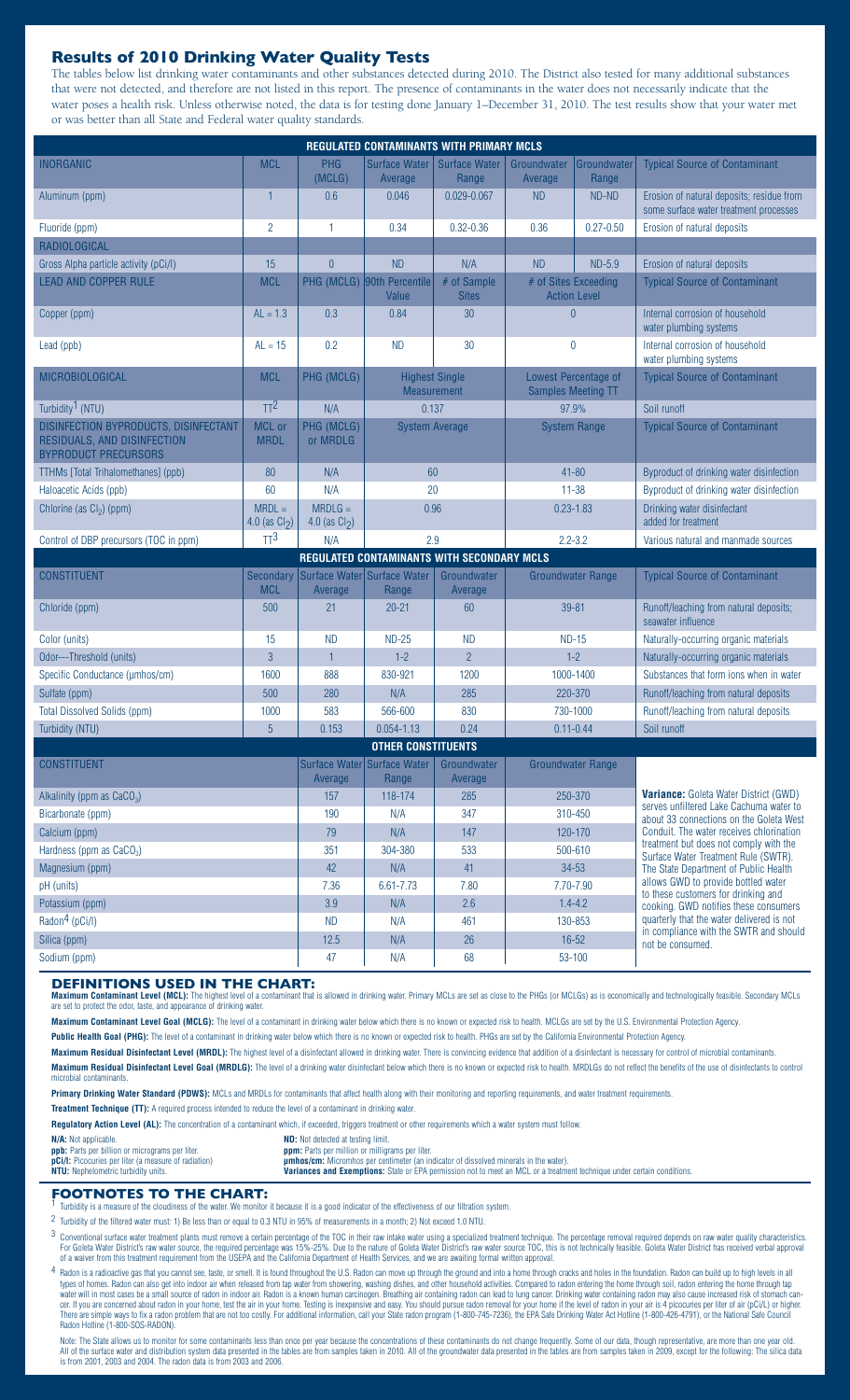## Results of 2010 Drinking Water Quality Tests

The tables below list drinking water contaminants and other substances detected during 2010. The District also tested for many additional substances that were not detected, and therefore are not listed in this report. The presence of contaminants in the water does not necessarily indicate that the water poses a health risk. Unless otherwise noted, the data is for testing done January 1–December 31, 2010. The test results show that your water met or was better than all State and Federal water quality standards.

**REGULATED CONTAMINANTS WITH PRIMARY MCLS**

| INORGANIC | MCL | PHG (MCLG) | Surface Water Average | Surface Water Range | Groundwater Average | Groundwater Range | Typical Source of Contaminant |
|---|---|---|---|---|---|---|---|
| Aluminum (ppm) | 1 | 0.6 | 0.046 | 0.029-0.067 | ND | ND-ND | Erosion of natural deposits; residue from some surface water treatment processes |
| Fluoride (ppm) | 2 | 1 | 0.34 | 0.32-0.36 | 0.36 | 0.27-0.50 | Erosion of natural deposits |
| **RADIOLOGICAL** | | | | | | | |
| Gross Alpha particle activity (pCi/l) | 15 | 0 | ND | N/A | ND | ND-5.9 | Erosion of natural deposits |
| **LEAD AND COPPER RULE** | **MCL** | **PHG (MCLG)** | **90th Percentile Value** | **# of Sample Sites** | **# of Sites Exceeding Action Level** | | **Typical Source of Contaminant** |
| Copper (ppm) | AL = 1.3 | 0.3 | 0.84 | 30 | 0 | | Internal corrosion of household water plumbing systems |
| Lead (ppb) | AL = 15 | 0.2 | ND | 30 | 0 | | Internal corrosion of household water plumbing systems |
| **MICROBIOLOGICAL** | **MCL** | **PHG (MCLG)** | **Highest Single Measurement** | | **Lowest Percentage of Samples Meeting TT** | | **Typical Source of Contaminant** |
| Turbidity[1] (NTU) | TT[2] | N/A | 0.137 | | 97.9% | | Soil runoff |
| **DISINFECTION BYPRODUCTS, DISINFECTANT RESIDUALS, AND DISINFECTION BYPRODUCT PRECURSORS** | **MCL or MRDL** | **PHG (MCLG) or MRDLG** | **System Average** | | **System Range** | | **Typical Source of Contaminant** |
| TTHMs [Total Trihalomethanes] (ppb) | 80 | N/A | 60 | | 41-80 | | Byproduct of drinking water disinfection |
| Haloacetic Acids (ppb) | 60 | N/A | 20 | | 11-38 | | Byproduct of drinking water disinfection |
| Chlorine (as $Cl_2$) (ppm) | MRDL = 4.0 (as $Cl_2$) | MRDLG = 4.0 (as $Cl_2$) | 0.96 | | 0.23-1.83 | | Drinking water disinfectant added for treatment |
| Control of DBP precursors (TOC in ppm) | TT[3] | N/A | 2.9 | | 2.2-3.2 | | Various natural and manmade sources |

**REGULATED CONTAMINANTS WITH SECONDARY MCLS**

| CONSTITUENT | Secondary MCL | Surface Water Average | Surface Water Range | Groundwater Average | Groundwater Range | Typical Source of Contaminant |
|---|---|---|---|---|---|---|
| Chloride (ppm) | 500 | 21 | 20-21 | 60 | 39-81 | Runoff/leaching from natural deposits; seawater influence |
| Color (units) | 15 | ND | ND-25 | ND | ND-15 | Naturally-occurring organic materials |
| Odor---Threshold (units) | 3 | 1 | 1-2 | 2 | 1-2 | Naturally-occurring organic materials |
| Specific Conductance (μmhos/cm) | 1600 | 888 | 830-921 | 1200 | 1000-1400 | Substances that form ions when in water |
| Sulfate (ppm) | 500 | 280 | N/A | 285 | 220-370 | Runoff/leaching from natural deposits |
| Total Dissolved Solids (ppm) | 1000 | 583 | 566-600 | 830 | 730-1000 | Runoff/leaching from natural deposits |
| Turbidity (NTU) | 5 | 0.153 | 0.054-1.13 | 0.24 | 0.11-0.44 | Soil runoff |

**OTHER CONSTITUENTS**

| CONSTITUENT | Surface Water Average | Surface Water Range | Groundwater Average | Groundwater Range |
|---|---|---|---|---|
| Alkalinity (ppm as $CaCO_3$) | 157 | 118-174 | 285 | 250-370 |
| Bicarbonate (ppm) | 190 | N/A | 347 | 310-450 |
| Calcium (ppm) | 79 | N/A | 147 | 120-170 |
| Hardness (ppm as $CaCO_3$) | 351 | 304-380 | 533 | 500-610 |
| Magnesium (ppm) | 42 | N/A | 41 | 34-53 |
| pH (units) | 7.36 | 6.61-7.73 | 7.80 | 7.70-7.90 |
| Potassium (ppm) | 3.9 | N/A | 2.6 | 1.4-4.2 |
| Radon[4] (pCi/l) | ND | N/A | 461 | 130-853 |
| Silica (ppm) | 12.5 | N/A | 26 | 16-52 |
| Sodium (ppm) | 47 | N/A | 68 | 53-100 |

**Variance:** Goleta Water District (GWD) serves unfiltered Lake Cachuma water to about 33 connections on the Goleta West Conduit. The water receives chlorination treatment but does not comply with the Surface Water Treatment Rule (SWTR). The State Department of Public Health allows GWD to provide bottled water to these customers for drinking and cooking. GWD notifies these consumers quarterly that the water delivered is not in compliance with the SWTR and should not be consumed.

### DEFINITIONS USED IN THE CHART:

**Maximum Contaminant Level (MCL):** The highest level of a contaminant that is allowed in drinking water. Primary MCLs are set as close to the PHGs (or MCLGs) as is economically and technologically feasible. Secondary MCLs are set to protect the odor, taste, and appearance of drinking water.

**Maximum Contaminant Level Goal (MCLG):** The level of a contaminant in drinking water below which there is no known or expected risk to health. MCLGs are set by the U.S. Environmental Protection Agency.

**Public Health Goal (PHG):** The level of a contaminant in drinking water below which there is no known or expected risk to health. PHGs are set by the California Environmental Protection Agency.

**Maximum Residual Disinfectant Level (MRDL):** The highest level of a disinfectant allowed in drinking water. There is convincing evidence that addition of a disinfectant is necessary for control of microbial contaminants.

**Maximum Residual Disinfectant Level Goal (MRDLG):** The level of a drinking water disinfectant below which there is no known or expected risk to health. MRDLGs do not reflect the benefits of the use of disinfectants to control microbial contaminants.

**Primary Drinking Water Standard (PDWS):** MCLs and MRDLs for contaminants that affect health along with their monitoring and reporting requirements, and water treatment requirements.

**Treatment Technique (TT):** A required process intended to reduce the level of a contaminant in drinking water.

**Regulatory Action Level (AL):** The concentration of a contaminant which, if exceeded, triggers treatment or other requirements which a water system must follow.

**N/A:** Not applicable.
**ppb:** Parts per billion or micrograms per liter.
**pCi/l:** Picocuries per liter (a measure of radiation)
**NTU:** Nephelometric turbidity units.
**ND:** Not detected at testing limit.
**ppm:** Parts per million or milligrams per liter.
**μmhos/cm:** Micromhos per centimeter (an indicator of dissolved minerals in the water).
**Variances and Exemptions:** State or EPA permission not to meet an MCL or a treatment technique under certain conditions.

### FOOTNOTES TO THE CHART:

[1] Turbidity is a measure of the cloudiness of the water. We monitor it because it is a good indicator of the effectiveness of our filtration system.

[2] Turbidity of the filtered water must: 1) Be less than or equal to 0.3 NTU in 95% of measurements in a month; 2) Not exceed 1.0 NTU.

[3] Conventional surface water treatment plants must remove a certain percentage of the TOC in their raw intake water using a specialized treatment technique. The percentage removal required depends on raw water quality characteristics. For Goleta Water District's raw water source, the required percentage was 15%-25%. Due to the nature of Goleta Water District's raw water source TOC, this is not technically feasible. Goleta Water District has received verbal approval of a waiver from this treatment requirement from the USEPA and the California Department of Health Services, and we are awaiting formal written approval.

[4] Radon is a radioactive gas that you cannot see, taste, or smell. It is found throughout the U.S. Radon can move up through the ground and into a home through cracks and holes in the foundation. Radon can build up to high levels in all types of homes. Radon can also get into indoor air when released from tap water from showering, washing dishes, and other household activities. Compared to radon entering the home through soil, radon entering the home through tap water will in most cases be a small source of radon in indoor air. Radon is a known human carcinogen. Breathing air containing radon can lead to lung cancer. Drinking water containing radon may also cause increased risk of stomach cancer. If you are concerned about radon in your home, test the air in your home. Testing is inexpensive and easy. You should pursue radon removal for your home if the level of radon in your air is 4 picocuries per liter of air (pCi/L) or higher. There are simple ways to fix a radon problem that are not too costly. For additional information, call your State radon program (1-800-745-7236), the EPA Safe Drinking Water Act Hotline (1-800-426-4791), or the National Safe Council Radon Hotline (1-800-SOS-RADON).

Note: The State allows us to monitor for some contaminants less than once per year because the concentrations of these contaminants do not change frequently. Some of our data, though representative, are more than one year old. All of the surface water and distribution system data presented in the tables are from samples taken in 2010. All of the groundwater data presented in the tables are from samples taken in 2009, except for the following: The silica data is from 2001, 2003 and 2004. The radon data is from 2003 and 2006.